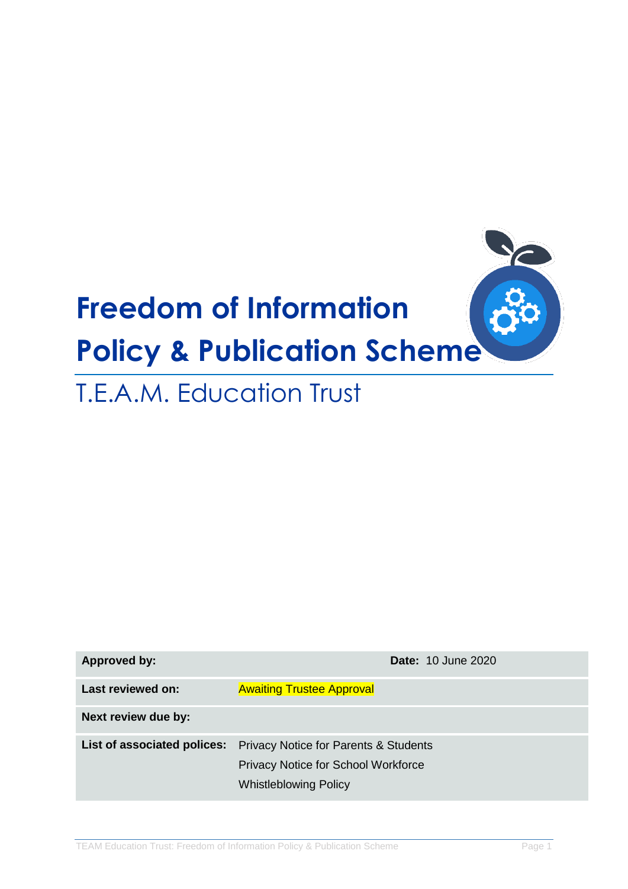# Freedom of Information Policy & Publication Scheme

## T.E.A.M. Education Trust

| | | |
|---|---|---|
| **Approved by:** | | **Date:** 10 June 2020 |
| **Last reviewed on:** | Awaiting Trustee Approval | |
| **Next review due by:** | | |
| **List of associated polices:** | Privacy Notice for Parents & Students<br>Privacy Notice for School Workforce<br>Whistleblowing Policy | |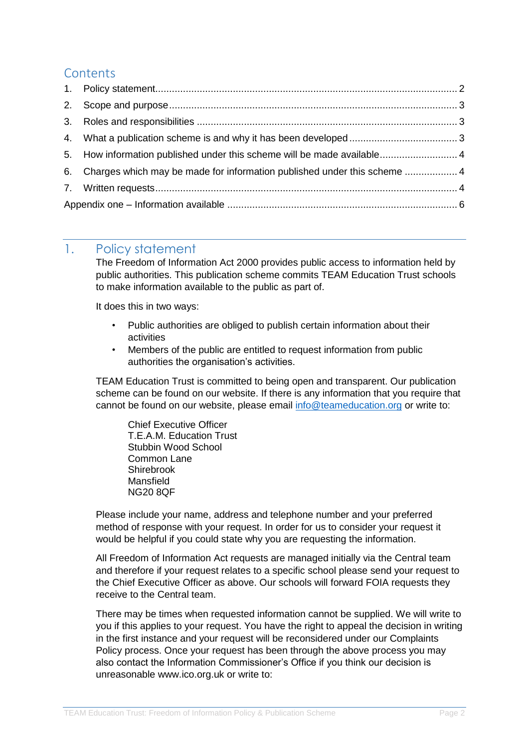# Contents

1. Policy statement ........ 2
2. Scope and purpose ........ 3
3. Roles and responsibilities ........ 3
4. What a publication scheme is and why it has been developed ........ 3
5. How information published under this scheme will be made available ........ 4
6. Charges which may be made for information published under this scheme ........ 4
7. Written requests ........ 4

Appendix one – Information available ........ 6

## 1. Policy statement

The Freedom of Information Act 2000 provides public access to information held by public authorities. This publication scheme commits TEAM Education Trust schools to make information available to the public as part of.

It does this in two ways:

- Public authorities are obliged to publish certain information about their activities
- Members of the public are entitled to request information from public authorities the organisation's activities.

TEAM Education Trust is committed to being open and transparent. Our publication scheme can be found on our website. If there is any information that you require that cannot be found on our website, please email info@teameducation.org or write to:

Chief Executive Officer
T.E.A.M. Education Trust
Stubbin Wood School
Common Lane
Shirebrook
Mansfield
NG20 8QF

Please include your name, address and telephone number and your preferred method of response with your request. In order for us to consider your request it would be helpful if you could state why you are requesting the information.

All Freedom of Information Act requests are managed initially via the Central team and therefore if your request relates to a specific school please send your request to the Chief Executive Officer as above. Our schools will forward FOIA requests they receive to the Central team.

There may be times when requested information cannot be supplied. We will write to you if this applies to your request. You have the right to appeal the decision in writing in the first instance and your request will be reconsidered under our Complaints Policy process. Once your request has been through the above process you may also contact the Information Commissioner's Office if you think our decision is unreasonable www.ico.org.uk or write to: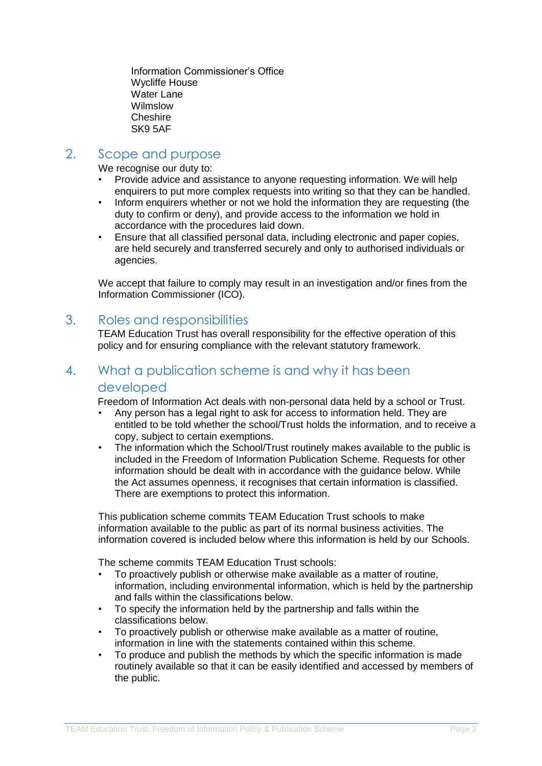Information Commissioner's Office
Wycliffe House
Water Lane
Wilmslow
Cheshire
SK9 5AF

## 2. Scope and purpose

We recognise our duty to:

- Provide advice and assistance to anyone requesting information. We will help enquirers to put more complex requests into writing so that they can be handled.
- Inform enquirers whether or not we hold the information they are requesting (the duty to confirm or deny), and provide access to the information we hold in accordance with the procedures laid down.
- Ensure that all classified personal data, including electronic and paper copies, are held securely and transferred securely and only to authorised individuals or agencies.

We accept that failure to comply may result in an investigation and/or fines from the Information Commissioner (ICO).

## 3. Roles and responsibilities

TEAM Education Trust has overall responsibility for the effective operation of this policy and for ensuring compliance with the relevant statutory framework.

## 4. What a publication scheme is and why it has been developed

Freedom of Information Act deals with non-personal data held by a school or Trust.

- Any person has a legal right to ask for access to information held. They are entitled to be told whether the school/Trust holds the information, and to receive a copy, subject to certain exemptions.
- The information which the School/Trust routinely makes available to the public is included in the Freedom of Information Publication Scheme. Requests for other information should be dealt with in accordance with the guidance below. While the Act assumes openness, it recognises that certain information is classified. There are exemptions to protect this information.

This publication scheme commits TEAM Education Trust schools to make information available to the public as part of its normal business activities. The information covered is included below where this information is held by our Schools.

The scheme commits TEAM Education Trust schools:

- To proactively publish or otherwise make available as a matter of routine, information, including environmental information, which is held by the partnership and falls within the classifications below.
- To specify the information held by the partnership and falls within the classifications below.
- To proactively publish or otherwise make available as a matter of routine, information in line with the statements contained within this scheme.
- To produce and publish the methods by which the specific information is made routinely available so that it can be easily identified and accessed by members of the public.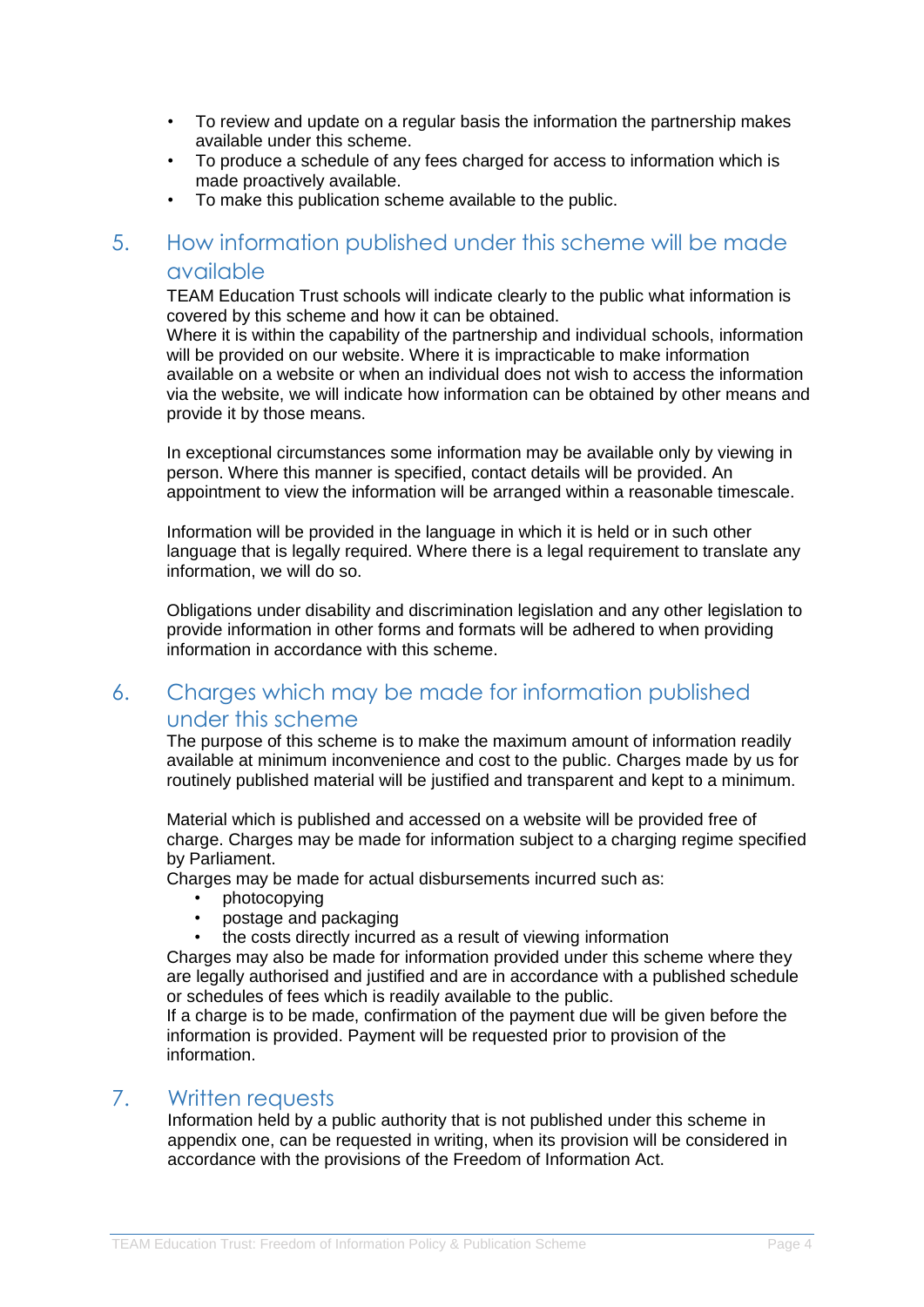- To review and update on a regular basis the information the partnership makes available under this scheme.
- To produce a schedule of any fees charged for access to information which is made proactively available.
- To make this publication scheme available to the public.

## 5. How information published under this scheme will be made available

TEAM Education Trust schools will indicate clearly to the public what information is covered by this scheme and how it can be obtained.
Where it is within the capability of the partnership and individual schools, information will be provided on our website. Where it is impracticable to make information available on a website or when an individual does not wish to access the information via the website, we will indicate how information can be obtained by other means and provide it by those means.

In exceptional circumstances some information may be available only by viewing in person. Where this manner is specified, contact details will be provided. An appointment to view the information will be arranged within a reasonable timescale.

Information will be provided in the language in which it is held or in such other language that is legally required. Where there is a legal requirement to translate any information, we will do so.

Obligations under disability and discrimination legislation and any other legislation to provide information in other forms and formats will be adhered to when providing information in accordance with this scheme.

## 6. Charges which may be made for information published under this scheme

The purpose of this scheme is to make the maximum amount of information readily available at minimum inconvenience and cost to the public. Charges made by us for routinely published material will be justified and transparent and kept to a minimum.

Material which is published and accessed on a website will be provided free of charge. Charges may be made for information subject to a charging regime specified by Parliament.
Charges may be made for actual disbursements incurred such as:

- photocopying
- postage and packaging
- the costs directly incurred as a result of viewing information

Charges may also be made for information provided under this scheme where they are legally authorised and justified and are in accordance with a published schedule or schedules of fees which is readily available to the public.
If a charge is to be made, confirmation of the payment due will be given before the information is provided. Payment will be requested prior to provision of the information.

## 7. Written requests

Information held by a public authority that is not published under this scheme in appendix one, can be requested in writing, when its provision will be considered in accordance with the provisions of the Freedom of Information Act.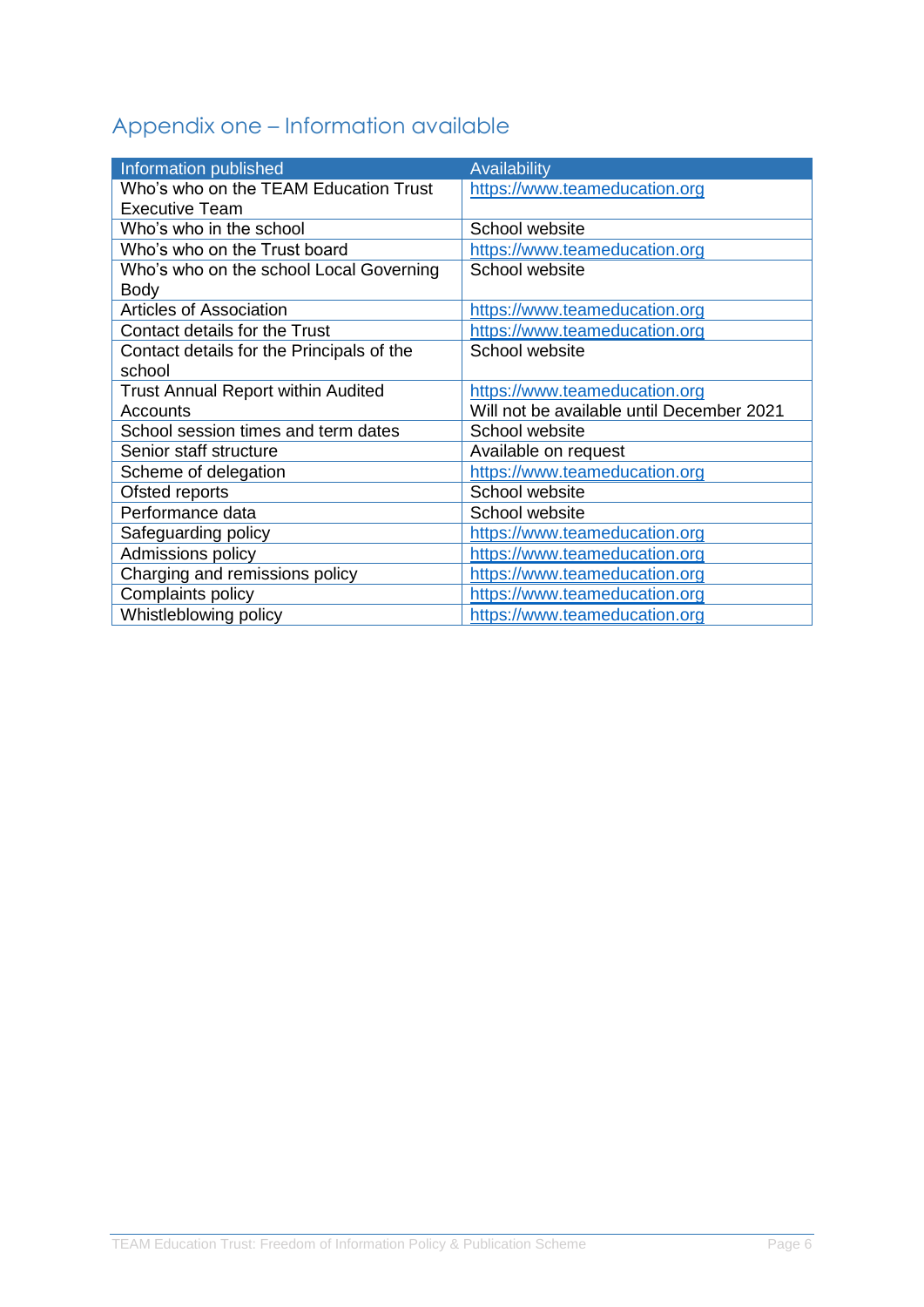## Appendix one – Information available

| Information published | Availability |
| --- | --- |
| Who's who on the TEAM Education Trust Executive Team | https://www.teameducation.org |
| Who's who in the school | School website |
| Who's who on the Trust board | https://www.teameducation.org |
| Who's who on the school Local Governing Body | School website |
| Articles of Association | https://www.teameducation.org |
| Contact details for the Trust | https://www.teameducation.org |
| Contact details for the Principals of the school | School website |
| Trust Annual Report within Audited Accounts | https://www.teameducation.org Will not be available until December 2021 |
| School session times and term dates | School website |
| Senior staff structure | Available on request |
| Scheme of delegation | https://www.teameducation.org |
| Ofsted reports | School website |
| Performance data | School website |
| Safeguarding policy | https://www.teameducation.org |
| Admissions policy | https://www.teameducation.org |
| Charging and remissions policy | https://www.teameducation.org |
| Complaints policy | https://www.teameducation.org |
| Whistleblowing policy | https://www.teameducation.org |